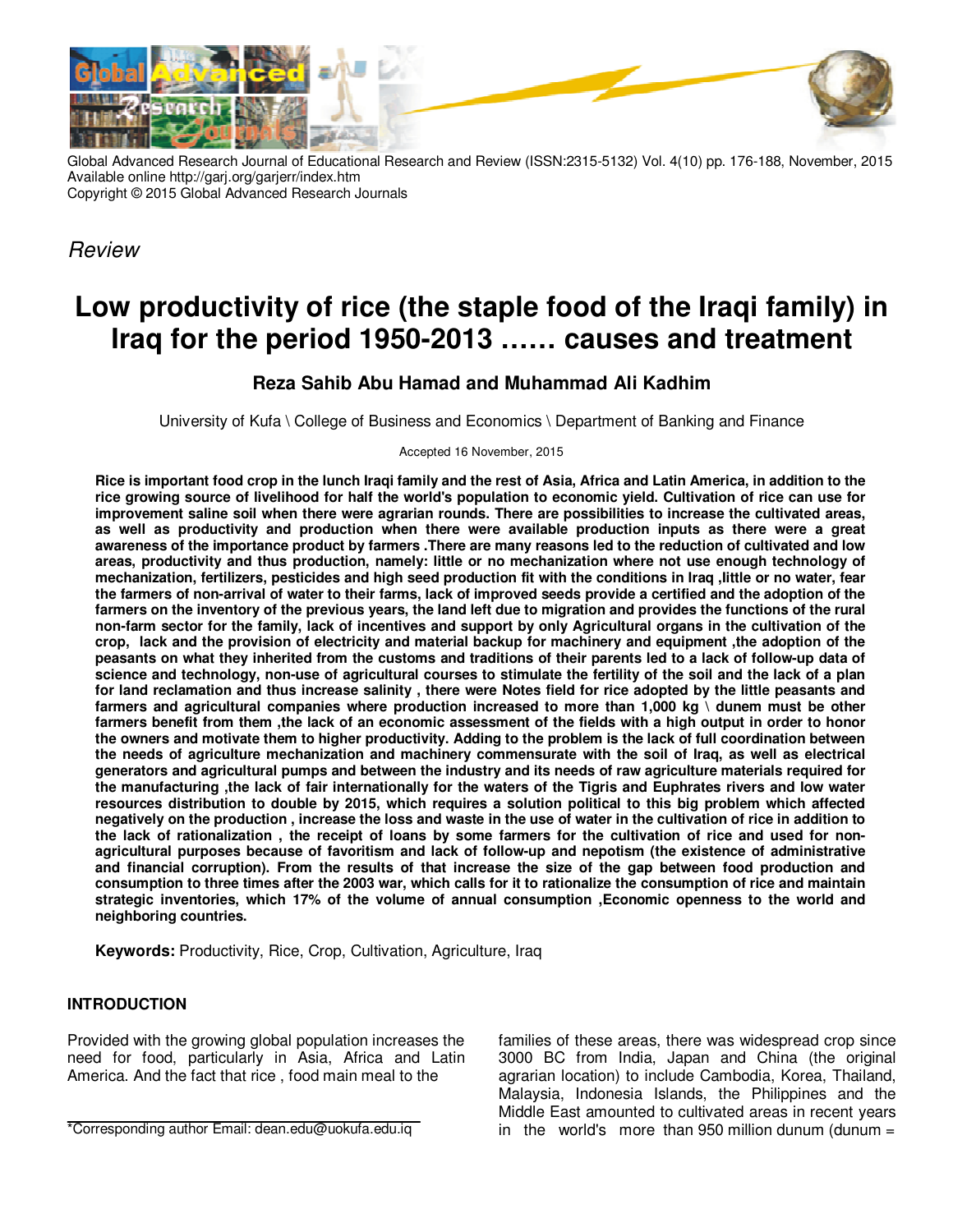Global Advanced Research Journal of Educational Research and Review (ISSN:2315-5132) Vol. 4(10) pp. 176-188, November, 2015
Available online http://garj.org/garjerr/index.htm
Copyright © 2015 Global Advanced Research Journals

*Review*

# Low productivity of rice (the staple food of the Iraqi family) in Iraq for the period 1950-2013 …… causes and treatment

**Reza Sahib Abu Hamad and Muhammad Ali Kadhim**

University of Kufa \ College of Business and Economics \ Department of Banking and Finance

Accepted 16 November, 2015

**Rice is important food crop in the lunch Iraqi family and the rest of Asia, Africa and Latin America, in addition to the rice growing source of livelihood for half the world's population to economic yield. Cultivation of rice can use for improvement saline soil when there were agrarian rounds. There are possibilities to increase the cultivated areas, as well as productivity and production when there were available production inputs as there were a great awareness of the importance product by farmers .There are many reasons led to the reduction of cultivated and low areas, productivity and thus production, namely: little or no mechanization where not use enough technology of mechanization, fertilizers, pesticides and high seed production fit with the conditions in Iraq ,little or no water, fear the farmers of non-arrival of water to their farms, lack of improved seeds provide a certified and the adoption of the farmers on the inventory of the previous years, the land left due to migration and provides the functions of the rural non-farm sector for the family, lack of incentives and support by only Agricultural organs in the cultivation of the crop, lack and the provision of electricity and material backup for machinery and equipment ,the adoption of the peasants on what they inherited from the customs and traditions of their parents led to a lack of follow-up data of science and technology, non-use of agricultural courses to stimulate the fertility of the soil and the lack of a plan for land reclamation and thus increase salinity , there were Notes field for rice adopted by the little peasants and farmers and agricultural companies where production increased to more than 1,000 kg \ dunem must be other farmers benefit from them ,the lack of an economic assessment of the fields with a high output in order to honor the owners and motivate them to higher productivity. Adding to the problem is the lack of full coordination between the needs of agriculture mechanization and machinery commensurate with the soil of Iraq, as well as electrical generators and agricultural pumps and between the industry and its needs of raw agriculture materials required for the manufacturing ,the lack of fair internationally for the waters of the Tigris and Euphrates rivers and low water resources distribution to double by 2015, which requires a solution political to this big problem which affected negatively on the production , increase the loss and waste in the use of water in the cultivation of rice in addition to the lack of rationalization , the receipt of loans by some farmers for the cultivation of rice and used for non-agricultural purposes because of favoritism and lack of follow-up and nepotism (the existence of administrative and financial corruption). From the results of that increase the size of the gap between food production and consumption to three times after the 2003 war, which calls for it to rationalize the consumption of rice and maintain strategic inventories, which 17% of the volume of annual consumption ,Economic openness to the world and neighboring countries.**

**Keywords:** Productivity, Rice, Crop, Cultivation, Agriculture, Iraq

## INTRODUCTION

Provided with the growing global population increases the need for food, particularly in Asia, Africa and Latin America. And the fact that rice , food main meal to the families of these areas, there was widespread crop since 3000 BC from India, Japan and China (the original agrarian location) to include Cambodia, Korea, Thailand, Malaysia, Indonesia Islands, the Philippines and the Middle East amounted to cultivated areas in recent years in the world's more than 950 million dunum (dunum =

*Corresponding author Email: dean.edu@uokufa.edu.iq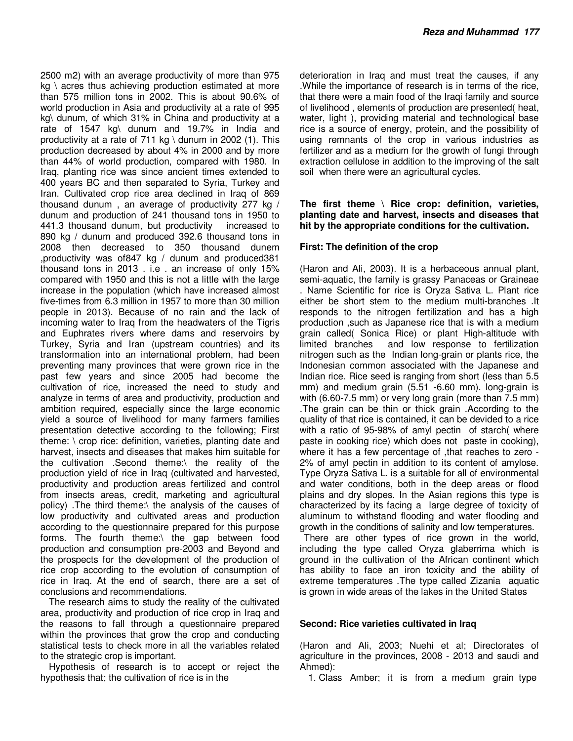2500 m2) with an average productivity of more than 975 kg \ acres thus achieving production estimated at more than 575 million tons in 2002. This is about 90.6% of world production in Asia and productivity at a rate of 995 kg\ dunum, of which 31% in China and productivity at a rate of 1547 kg\ dunum and 19.7% in India and productivity at a rate of 711 kg \ dunum in 2002 (1). This production decreased by about 4% in 2000 and by more than 44% of world production, compared with 1980. In Iraq, planting rice was since ancient times extended to 400 years BC and then separated to Syria, Turkey and Iran. Cultivated crop rice area declined in Iraq of 869 thousand dunum , an average of productivity 277 kg / dunum and production of 241 thousand tons in 1950 to 441.3 thousand dunum, but productivity increased to 890 kg / dunum and produced 392.6 thousand tons in 2008 then decreased to 350 thousand dunem ,productivity was of847 kg / dunum and produced381 thousand tons in 2013 . i.e . an increase of only 15% compared with 1950 and this is not a little with the large increase in the population (which have increased almost five-times from 6.3 million in 1957 to more than 30 million people in 2013). Because of no rain and the lack of incoming water to Iraq from the headwaters of the Tigris and Euphrates rivers where dams and reservoirs by Turkey, Syria and Iran (upstream countries) and its transformation into an international problem, had been preventing many provinces that were grown rice in the past few years and since 2005 had become the cultivation of rice, increased the need to study and analyze in terms of area and productivity, production and ambition required, especially since the large economic yield a source of livelihood for many farmers families presentation detective according to the following; First theme: \ crop rice: definition, varieties, planting date and harvest, insects and diseases that makes him suitable for the cultivation .Second theme:\ the reality of the production yield of rice in Iraq (cultivated and harvested, productivity and production areas fertilized and control from insects areas, credit, marketing and agricultural policy) .The third theme:\ the analysis of the causes of low productivity and cultivated areas and production according to the questionnaire prepared for this purpose forms. The fourth theme:\ the gap between food production and consumption pre-2003 and Beyond and the prospects for the development of the production of rice crop according to the evolution of consumption of rice in Iraq. At the end of search, there are a set of conclusions and recommendations.

The research aims to study the reality of the cultivated area, productivity and production of rice crop in Iraq and the reasons to fall through a questionnaire prepared within the provinces that grow the crop and conducting statistical tests to check more in all the variables related to the strategic crop is important.

Hypothesis of research is to accept or reject the hypothesis that; the cultivation of rice is in the deterioration in Iraq and must treat the causes, if any .While the importance of research is in terms of the rice, that there were a main food of the Iraqi family and source of livelihood , elements of production are presented( heat, water, light ), providing material and technological base rice is a source of energy, protein, and the possibility of using remnants of the crop in various industries as fertilizer and as a medium for the growth of fungi through extraction cellulose in addition to the improving of the salt soil when there were an agricultural cycles.

**The first theme \ Rice crop: definition, varieties, planting date and harvest, insects and diseases that hit by the appropriate conditions for the cultivation.**

**First: The definition of the crop**

(Haron and Ali, 2003). It is a herbaceous annual plant, semi-aquatic, the family is grassy Panaceas or Graineae . Name Scientific for rice is Oryza Sativa L. Plant rice either be short stem to the medium multi-branches .It responds to the nitrogen fertilization and has a high production ,such as Japanese rice that is with a medium grain called( Sonica Rice) or plant High-altitude with limited branches and low response to fertilization nitrogen such as the Indian long-grain or plants rice, the Indonesian common associated with the Japanese and Indian rice. Rice seed is ranging from short (less than 5.5 mm) and medium grain (5.51 -6.60 mm). long-grain is with (6.60-7.5 mm) or very long grain (more than 7.5 mm) .The grain can be thin or thick grain .According to the quality of that rice is contained, it can be devided to a rice with a ratio of 95-98% of amyl pectin of starch( where paste in cooking rice) which does not paste in cooking), where it has a few percentage of ,that reaches to zero - 2% of amyl pectin in addition to its content of amylose. Type Oryza Sativa L. is a suitable for all of environmental and water conditions, both in the deep areas or flood plains and dry slopes. In the Asian regions this type is characterized by its facing a large degree of toxicity of aluminum to withstand flooding and water flooding and growth in the conditions of salinity and low temperatures.

There are other types of rice grown in the world, including the type called Oryza glaberrima which is ground in the cultivation of the African continent which has ability to face an iron toxicity and the ability of extreme temperatures .The type called Zizania aquatic is grown in wide areas of the lakes in the United States

**Second: Rice varieties cultivated in Iraq**

(Haron and Ali, 2003; Nuehi et al; Directorates of agriculture in the provinces, 2008 - 2013 and saudi and Ahmed):

1. Class Amber; it is from a medium grain type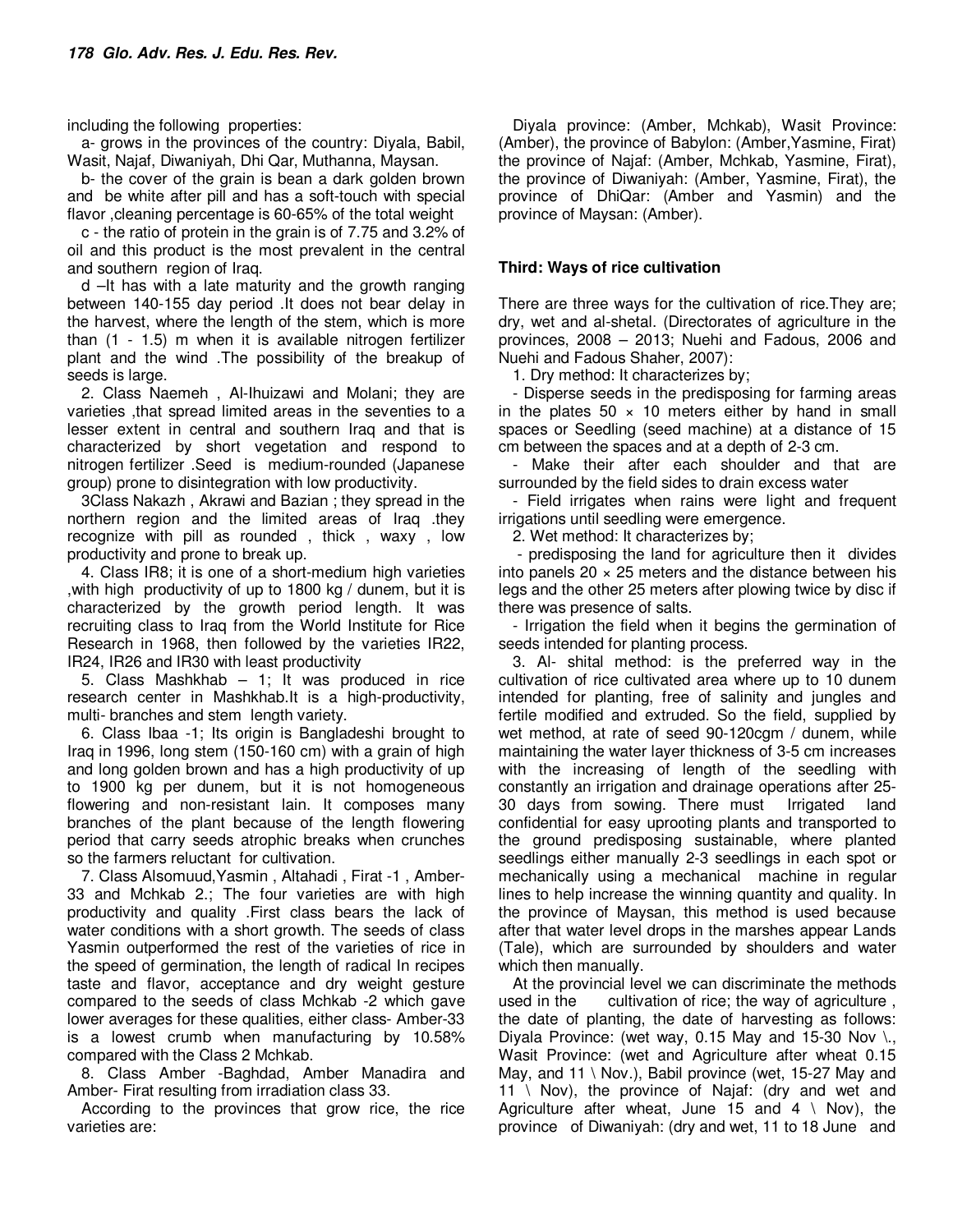including the following properties:

a- grows in the provinces of the country: Diyala, Babil, Wasit, Najaf, Diwaniyah, Dhi Qar, Muthanna, Maysan.

b- the cover of the grain is bean a dark golden brown and be white after pill and has a soft-touch with special flavor ,cleaning percentage is 60-65% of the total weight

c - the ratio of protein in the grain is of 7.75 and 3.2% of oil and this product is the most prevalent in the central and southern region of Iraq.

d –It has with a late maturity and the growth ranging between 140-155 day period .It does not bear delay in the harvest, where the length of the stem, which is more than (1 - 1.5) m when it is available nitrogen fertilizer plant and the wind .The possibility of the breakup of seeds is large.

2. Class Naemeh , Al-Ihuizawi and Molani; they are varieties ,that spread limited areas in the seventies to a lesser extent in central and southern Iraq and that is characterized by short vegetation and respond to nitrogen fertilizer .Seed is medium-rounded (Japanese group) prone to disintegration with low productivity.

3Class Nakazh , Akrawi and Bazian ; they spread in the northern region and the limited areas of Iraq .they recognize with pill as rounded , thick , waxy , low productivity and prone to break up.

4. Class IR8; it is one of a short-medium high varieties ,with high productivity of up to 1800 kg / dunem, but it is characterized by the growth period length. It was recruiting class to Iraq from the World Institute for Rice Research in 1968, then followed by the varieties IR22, IR24, IR26 and IR30 with least productivity

5. Class Mashkhab – 1; It was produced in rice research center in Mashkhab.It is a high-productivity, multi- branches and stem length variety.

6. Class Ibaa -1; Its origin is Bangladeshi brought to Iraq in 1996, long stem (150-160 cm) with a grain of high and long golden brown and has a high productivity of up to 1900 kg per dunem, but it is not homogeneous flowering and non-resistant lain. It composes many branches of the plant because of the length flowering period that carry seeds atrophic breaks when crunches so the farmers reluctant for cultivation.

7. Class Alsomuud,Yasmin , Altahadi , Firat -1 , Amber-33 and Mchkab 2.; The four varieties are with high productivity and quality .First class bears the lack of water conditions with a short growth. The seeds of class Yasmin outperformed the rest of the varieties of rice in the speed of germination, the length of radical In recipes taste and flavor, acceptance and dry weight gesture compared to the seeds of class Mchkab -2 which gave lower averages for these qualities, either class- Amber-33 is a lowest crumb when manufacturing by 10.58% compared with the Class 2 Mchkab.

8. Class Amber -Baghdad, Amber Manadira and Amber- Firat resulting from irradiation class 33.

According to the provinces that grow rice, the rice varieties are:

Diyala province: (Amber, Mchkab), Wasit Province: (Amber), the province of Babylon: (Amber,Yasmine, Firat) the province of Najaf: (Amber, Mchkab, Yasmine, Firat), the province of Diwaniyah: (Amber, Yasmine, Firat), the province of DhiQar: (Amber and Yasmin) and the province of Maysan: (Amber).

### Third: Ways of rice cultivation

There are three ways for the cultivation of rice.They are; dry, wet and al-shetal. (Directorates of agriculture in the provinces, 2008 – 2013; Nuehi and Fadous, 2006 and Nuehi and Fadous Shaher, 2007):

1. Dry method: It characterizes by;

- Disperse seeds in the predisposing for farming areas in the plates 50 × 10 meters either by hand in small spaces or Seedling (seed machine) at a distance of 15 cm between the spaces and at a depth of 2-3 cm.

- Make their after each shoulder and that are surrounded by the field sides to drain excess water

- Field irrigates when rains were light and frequent irrigations until seedling were emergence.

2. Wet method: It characterizes by;

- predisposing the land for agriculture then it divides into panels 20 × 25 meters and the distance between his legs and the other 25 meters after plowing twice by disc if there was presence of salts.

- Irrigation the field when it begins the germination of seeds intended for planting process.

3. Al- shital method: is the preferred way in the cultivation of rice cultivated area where up to 10 dunem intended for planting, free of salinity and jungles and fertile modified and extruded. So the field, supplied by wet method, at rate of seed 90-120cgm / dunem, while maintaining the water layer thickness of 3-5 cm increases with the increasing of length of the seedling with constantly an irrigation and drainage operations after 25-30 days from sowing. There must Irrigated land confidential for easy uprooting plants and transported to the ground predisposing sustainable, where planted seedlings either manually 2-3 seedlings in each spot or mechanically using a mechanical machine in regular lines to help increase the winning quantity and quality. In the province of Maysan, this method is used because after that water level drops in the marshes appear Lands (Tale), which are surrounded by shoulders and water which then manually.

At the provincial level we can discriminate the methods used in the cultivation of rice; the way of agriculture , the date of planting, the date of harvesting as follows: Diyala Province: (wet way, 0.15 May and 15-30 Nov \., Wasit Province: (wet and Agriculture after wheat 0.15 May, and 11 \ Nov.), Babil province (wet, 15-27 May and 11 \ Nov), the province of Najaf: (dry and wet and Agriculture after wheat, June 15 and 4 \ Nov), the province of Diwaniyah: (dry and wet, 11 to 18 June and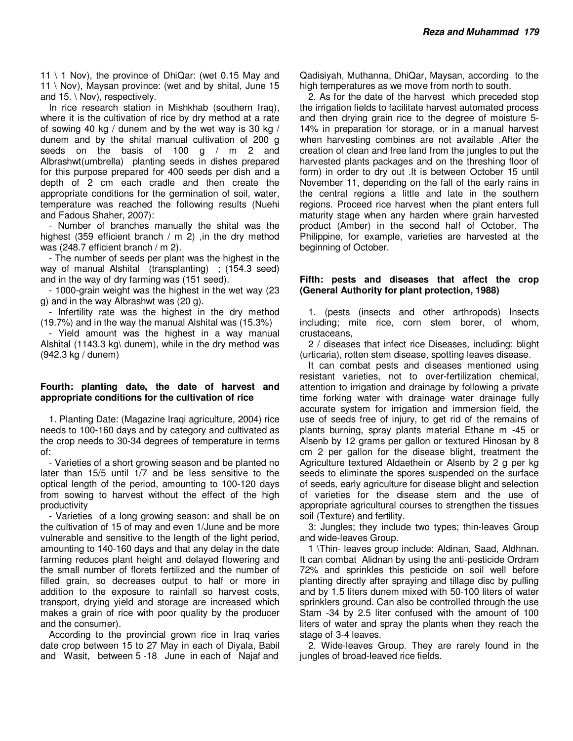11 \ 1 Nov), the province of DhiQar: (wet 0.15 May and 11 \ Nov), Maysan province: (wet and by shital, June 15 and 15. \ Nov), respectively.

In rice research station in Mishkhab (southern Iraq), where it is the cultivation of rice by dry method at a rate of sowing 40 kg / dunem and by the wet way is 30 kg / dunem and by the shital manual cultivation of 200 g seeds on the basis of 100 g / m 2 and Albrashwt(umbrella) planting seeds in dishes prepared for this purpose prepared for 400 seeds per dish and a depth of 2 cm each cradle and then create the appropriate conditions for the germination of soil, water, temperature was reached the following results (Nuehi and Fadous Shaher, 2007):

- Number of branches manually the shital was the highest (359 efficient branch / m 2) ,in the dry method was (248.7 efficient branch / m 2).
- The number of seeds per plant was the highest in the way of manual Alshital (transplanting) ; (154.3 seed) and in the way of dry farming was (151 seed).
- 1000-grain weight was the highest in the wet way (23 g) and in the way Albrashwt was (20 g).
- Infertility rate was the highest in the dry method (19.7%) and in the way the manual Alshital was (15.3%)
- Yield amount was the highest in a way manual Alshital (1143.3 kg\ dunem), while in the dry method was (942.3 kg / dunem)

**Fourth: planting date, the date of harvest and appropriate conditions for the cultivation of rice**

1. Planting Date: (Magazine Iraqi agriculture, 2004) rice needs to 100-160 days and by category and cultivated as the crop needs to 30-34 degrees of temperature in terms of:

- Varieties of a short growing season and be planted no later than 15/5 until 1/7 and be less sensitive to the optical length of the period, amounting to 100-120 days from sowing to harvest without the effect of the high productivity
- Varieties of a long growing season: and shall be on the cultivation of 15 of may and even 1/June and be more vulnerable and sensitive to the length of the light period, amounting to 140-160 days and that any delay in the date farming reduces plant height and delayed flowering and the small number of florets fertilized and the number of filled grain, so decreases output to half or more in addition to the exposure to rainfall so harvest costs, transport, drying yield and storage are increased which makes a grain of rice with poor quality by the producer and the consumer).

According to the provincial grown rice in Iraq varies date crop between 15 to 27 May in each of Diyala, Babil and Wasit, between 5 -18 June in each of Najaf and Qadisiyah, Muthanna, DhiQar, Maysan, according to the high temperatures as we move from north to south.

2. As for the date of the harvest which preceded stop the irrigation fields to facilitate harvest automated process and then drying grain rice to the degree of moisture 5-14% in preparation for storage, or in a manual harvest when harvesting combines are not available .After the creation of clean and free land from the jungles to put the harvested plants packages and on the threshing floor of form) in order to dry out .It is between October 15 until November 11, depending on the fall of the early rains in the central regions a little and late in the southern regions. Proceed rice harvest when the plant enters full maturity stage when any harden where grain harvested product (Amber) in the second half of October. The Philippine, for example, varieties are harvested at the beginning of October.

**Fifth: pests and diseases that affect the crop (General Authority for plant protection, 1988)**

1. (pests (insects and other arthropods) Insects including; mite rice, corn stem borer, of whom, crustaceans,

2 / diseases that infect rice Diseases, including: blight (urticaria), rotten stem disease, spotting leaves disease.

It can combat pests and diseases mentioned using resistant varieties, not to over-fertilization chemical, attention to irrigation and drainage by following a private time forking water with drainage water drainage fully accurate system for irrigation and immersion field, the use of seeds free of injury, to get rid of the remains of plants burning, spray plants material Ethane m -45 or Alsenb by 12 grams per gallon or textured Hinosan by 8 cm 2 per gallon for the disease blight, treatment the Agriculture textured Aldaethein or Alsenb by 2 g per kg seeds to eliminate the spores suspended on the surface of seeds, early agriculture for disease blight and selection of varieties for the disease stem and the use of appropriate agricultural courses to strengthen the tissues soil (Texture) and fertility.

3: Jungles; they include two types; thin-leaves Group and wide-leaves Group.

1 \Thin- leaves group include: Aldinan, Saad, Aldhnan. It can combat Alidnan by using the anti-pesticide Ordram 72% and sprinkles this pesticide on soil well before planting directly after spraying and tillage disc by pulling and by 1.5 liters dunem mixed with 50-100 liters of water sprinklers ground. Can also be controlled through the use Stam -34 by 2.5 liter confused with the amount of 100 liters of water and spray the plants when they reach the stage of 3-4 leaves.

2. Wide-leaves Group. They are rarely found in the jungles of broad-leaved rice fields.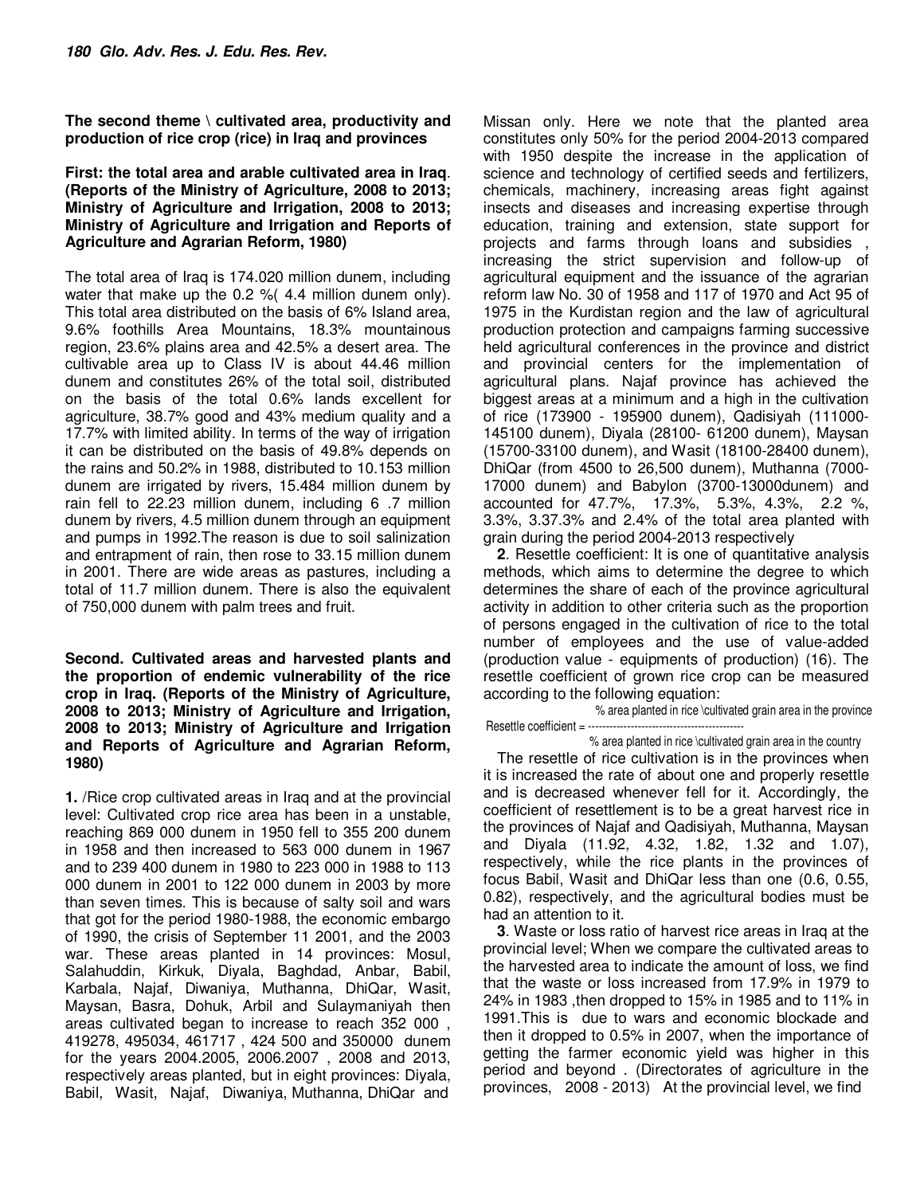**The second theme \ cultivated area, productivity and production of rice crop (rice) in Iraq and provinces**

**First: the total area and arable cultivated area in Iraq. (Reports of the Ministry of Agriculture, 2008 to 2013; Ministry of Agriculture and Irrigation, 2008 to 2013; Ministry of Agriculture and Irrigation and Reports of Agriculture and Agrarian Reform, 1980)**

The total area of Iraq is 174.020 million dunem, including water that make up the 0.2 %( 4.4 million dunem only). This total area distributed on the basis of 6% Island area, 9.6% foothills Area Mountains, 18.3% mountainous region, 23.6% plains area and 42.5% a desert area. The cultivable area up to Class IV is about 44.46 million dunem and constitutes 26% of the total soil, distributed on the basis of the total 0.6% lands excellent for agriculture, 38.7% good and 43% medium quality and a 17.7% with limited ability. In terms of the way of irrigation it can be distributed on the basis of 49.8% depends on the rains and 50.2% in 1988, distributed to 10.153 million dunem are irrigated by rivers, 15.484 million dunem by rain fell to 22.23 million dunem, including 6 .7 million dunem by rivers, 4.5 million dunem through an equipment and pumps in 1992.The reason is due to soil salinization and entrapment of rain, then rose to 33.15 million dunem in 2001. There are wide areas as pastures, including a total of 11.7 million dunem. There is also the equivalent of 750,000 dunem with palm trees and fruit.

**Second. Cultivated areas and harvested plants and the proportion of endemic vulnerability of the rice crop in Iraq. (Reports of the Ministry of Agriculture, 2008 to 2013; Ministry of Agriculture and Irrigation, 2008 to 2013; Ministry of Agriculture and Irrigation and Reports of Agriculture and Agrarian Reform, 1980)**

**1.** /Rice crop cultivated areas in Iraq and at the provincial level: Cultivated crop rice area has been in a unstable, reaching 869 000 dunem in 1950 fell to 355 200 dunem in 1958 and then increased to 563 000 dunem in 1967 and to 239 400 dunem in 1980 to 223 000 in 1988 to 113 000 dunem in 2001 to 122 000 dunem in 2003 by more than seven times. This is because of salty soil and wars that got for the period 1980-1988, the economic embargo of 1990, the crisis of September 11 2001, and the 2003 war. These areas planted in 14 provinces: Mosul, Salahuddin, Kirkuk, Diyala, Baghdad, Anbar, Babil, Karbala, Najaf, Diwaniya, Muthanna, DhiQar, Wasit, Maysan, Basra, Dohuk, Arbil and Sulaymaniyah then areas cultivated began to increase to reach 352 000 , 419278, 495034, 461717 , 424 500 and 350000 dunem for the years 2004.2005, 2006.2007 , 2008 and 2013, respectively areas planted, but in eight provinces: Diyala, Babil, Wasit, Najaf, Diwaniya, Muthanna, DhiQar and Missan only. Here we note that the planted area constitutes only 50% for the period 2004-2013 compared with 1950 despite the increase in the application of science and technology of certified seeds and fertilizers, chemicals, machinery, increasing areas fight against insects and diseases and increasing expertise through education, training and extension, state support for projects and farms through loans and subsidies , increasing the strict supervision and follow-up of agricultural equipment and the issuance of the agrarian reform law No. 30 of 1958 and 117 of 1970 and Act 95 of 1975 in the Kurdistan region and the law of agricultural production protection and campaigns farming successive held agricultural conferences in the province and district and provincial centers for the implementation of agricultural plans. Najaf province has achieved the biggest areas at a minimum and a high in the cultivation of rice (173900 - 195900 dunem), Qadisiyah (111000-145100 dunem), Diyala (28100- 61200 dunem), Maysan (15700-33100 dunem), and Wasit (18100-28400 dunem), DhiQar (from 4500 to 26,500 dunem), Muthanna (7000-17000 dunem) and Babylon (3700-13000dunem) and accounted for 47.7%, 17.3%, 5.3%, 4.3%, 2.2 %, 3.3%, 3.37.3% and 2.4% of the total area planted with grain during the period 2004-2013 respectively

**2**. Resettle coefficient: It is one of quantitative analysis methods, which aims to determine the degree to which determines the share of each of the province agricultural activity in addition to other criteria such as the proportion of persons engaged in the cultivation of rice to the total number of employees and the use of value-added (production value - equipments of production) (16). The resettle coefficient of grown rice crop can be measured according to the following equation:

$$\text{Resettle coefficient} = \frac{\text{\% area planted in rice \textbackslash cultivated grain area in the province}}{\text{\% area planted in rice \textbackslash cultivated grain area in the country}}$$

The resettle of rice cultivation is in the provinces when it is increased the rate of about one and properly resettle and is decreased whenever fell for it. Accordingly, the coefficient of resettlement is to be a great harvest rice in the provinces of Najaf and Qadisiyah, Muthanna, Maysan and Diyala (11.92, 4.32, 1.82, 1.32 and 1.07), respectively, while the rice plants in the provinces of focus Babil, Wasit and DhiQar less than one (0.6, 0.55, 0.82), respectively, and the agricultural bodies must be had an attention to it.

**3**. Waste or loss ratio of harvest rice areas in Iraq at the provincial level; When we compare the cultivated areas to the harvested area to indicate the amount of loss, we find that the waste or loss increased from 17.9% in 1979 to 24% in 1983 ,then dropped to 15% in 1985 and to 11% in 1991.This is due to wars and economic blockade and then it dropped to 0.5% in 2007, when the importance of getting the farmer economic yield was higher in this period and beyond . (Directorates of agriculture in the provinces, 2008 - 2013) At the provincial level, we find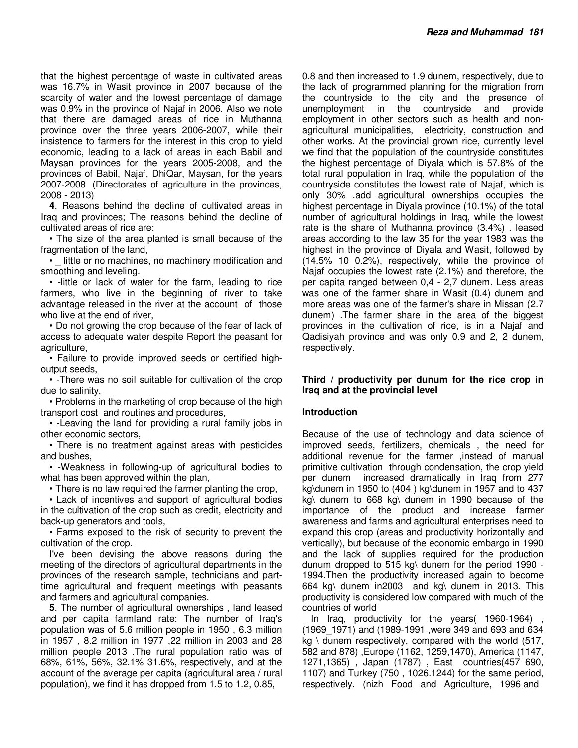that the highest percentage of waste in cultivated areas was 16.7% in Wasit province in 2007 because of the scarcity of water and the lowest percentage of damage was 0.9% in the province of Najaf in 2006. Also we note that there are damaged areas of rice in Muthanna province over the three years 2006-2007, while their insistence to farmers for the interest in this crop to yield economic, leading to a lack of areas in each Babil and Maysan provinces for the years 2005-2008, and the provinces of Babil, Najaf, DhiQar, Maysan, for the years 2007-2008. (Directorates of agriculture in the provinces, 2008 - 2013)

**4**. Reasons behind the decline of cultivated areas in Iraq and provinces; The reasons behind the decline of cultivated areas of rice are:

• The size of the area planted is small because of the fragmentation of the land,

• _ little or no machines, no machinery modification and smoothing and leveling.

• -little or lack of water for the farm, leading to rice farmers, who live in the beginning of river to take advantage released in the river at the account of those who live at the end of river,

• Do not growing the crop because of the fear of lack of access to adequate water despite Report the peasant for agriculture,

• Failure to provide improved seeds or certified high-output seeds,

• -There was no soil suitable for cultivation of the crop due to salinity,

• Problems in the marketing of crop because of the high transport cost and routines and procedures,

• -Leaving the land for providing a rural family jobs in other economic sectors,

• There is no treatment against areas with pesticides and bushes,

• -Weakness in following-up of agricultural bodies to what has been approved within the plan,

• There is no law required the farmer planting the crop,

• Lack of incentives and support of agricultural bodies in the cultivation of the crop such as credit, electricity and back-up generators and tools,

• Farms exposed to the risk of security to prevent the cultivation of the crop.

I've been devising the above reasons during the meeting of the directors of agricultural departments in the provinces of the research sample, technicians and part-time agricultural and frequent meetings with peasants and farmers and agricultural companies.

**5**. The number of agricultural ownerships , land leased and per capita farmland rate: The number of Iraq's population was of 5.6 million people in 1950 , 6.3 million in 1957 , 8.2 million in 1977 ,22 million in 2003 and 28 million people 2013 .The rural population ratio was of 68%, 61%, 56%, 32.1% 31.6%, respectively, and at the account of the average per capita (agricultural area / rural population), we find it has dropped from 1.5 to 1.2, 0.85, 0.8 and then increased to 1.9 dunem, respectively, due to the lack of programmed planning for the migration from the countryside to the city and the presence of unemployment in the countryside and provide employment in other sectors such as health and non-agricultural municipalities, electricity, construction and other works. At the provincial grown rice, currently level we find that the population of the countryside constitutes the highest percentage of Diyala which is 57.8% of the total rural population in Iraq, while the population of the countryside constitutes the lowest rate of Najaf, which is only 30% .add agricultural ownerships occupies the highest percentage in Diyala province (10.1%) of the total number of agricultural holdings in Iraq, while the lowest rate is the share of Muthanna province (3.4%) . leased areas according to the law 35 for the year 1983 was the highest in the province of Diyala and Wasit, followed by (14.5% 10 0.2%), respectively, while the province of Najaf occupies the lowest rate (2.1%) and therefore, the per capita ranged between 0,4 - 2,7 dunem. Less areas was one of the farmer share in Wasit (0.4) dunem and more areas was one of the farmer's share in Missan (2.7 dunem) .The farmer share in the area of the biggest provinces in the cultivation of rice, is in a Najaf and Qadisiyah province and was only 0.9 and 2, 2 dunem, respectively.

## Third / productivity per dunum for the rice crop in Iraq and at the provincial level

### Introduction

Because of the use of technology and data science of improved seeds, fertilizers, chemicals , the need for additional revenue for the farmer ,instead of manual primitive cultivation through condensation, the crop yield per dunem increased dramatically in Iraq from 277 kg\dunem in 1950 to (404 ) kg\dunem in 1957 and to 437 kg\ dunem to 668 kg\ dunem in 1990 because of the importance of the product and increase farmer awareness and farms and agricultural enterprises need to expand this crop (areas and productivity horizontally and vertically), but because of the economic embargo in 1990 and the lack of supplies required for the production dunum dropped to 515 kg\ dunem for the period 1990 - 1994.Then the productivity increased again to become 664 kg\ dunem in2003 and kg\ dunem in 2013. This productivity is considered low compared with much of the countries of world

In Iraq, productivity for the years( 1960-1964) , (1969_1971) and (1989-1991 ,were 349 and 693 and 634 kg \ dunem respectively, compared with the world (517, 582 and 878) ,Europe (1162, 1259,1470), America (1147, 1271,1365) , Japan (1787) , East countries(457 690, 1107) and Turkey (750 , 1026.1244) for the same period, respectively. (nizh Food and Agriculture, 1996 and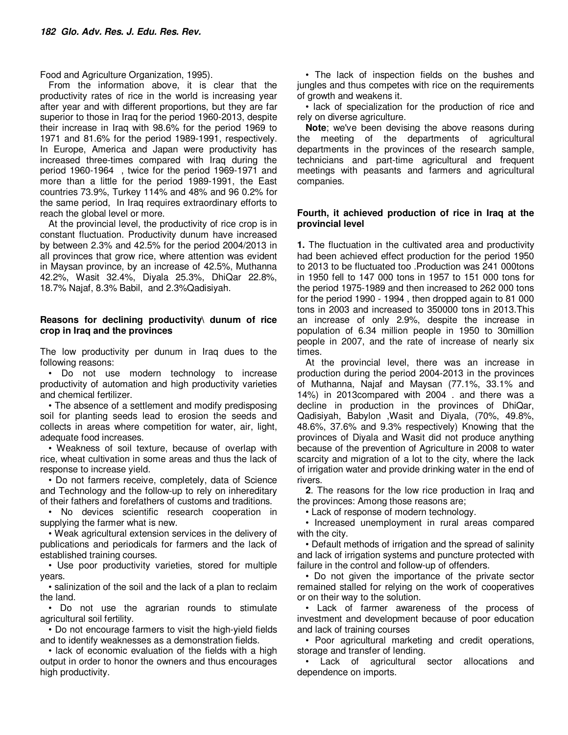Food and Agriculture Organization, 1995).

From the information above, it is clear that the productivity rates of rice in the world is increasing year after year and with different proportions, but they are far superior to those in Iraq for the period 1960-2013, despite their increase in Iraq with 98.6% for the period 1969 to 1971 and 81.6% for the period 1989-1991, respectively. In Europe, America and Japan were productivity has increased three-times compared with Iraq during the period 1960-1964 , twice for the period 1969-1971 and more than a little for the period 1989-1991, the East countries 73.9%, Turkey 114% and 48% and 96 0.2% for the same period, In Iraq requires extraordinary efforts to reach the global level or more.

At the provincial level, the productivity of rice crop is in constant fluctuation. Productivity dunum have increased by between 2.3% and 42.5% for the period 2004/2013 in all provinces that grow rice, where attention was evident in Maysan province, by an increase of 42.5%, Muthanna 42.2%, Wasit 32.4%, Diyala 25.3%, DhiQar 22.8%, 18.7% Najaf, 8.3% Babil, and 2.3%Qadisiyah.

### Reasons for declining productivity\ dunum of rice crop in Iraq and the provinces

The low productivity per dunum in Iraq dues to the following reasons:

- Do not use modern technology to increase productivity of automation and high productivity varieties and chemical fertilizer.
- The absence of a settlement and modify predisposing soil for planting seeds lead to erosion the seeds and collects in areas where competition for water, air, light, adequate food increases.
- Weakness of soil texture, because of overlap with rice, wheat cultivation in some areas and thus the lack of response to increase yield.
- Do not farmers receive, completely, data of Science and Technology and the follow-up to rely on inhereditary of their fathers and forefathers of customs and traditions.
- No devices scientific research cooperation in supplying the farmer what is new.
- Weak agricultural extension services in the delivery of publications and periodicals for farmers and the lack of established training courses.
- Use poor productivity varieties, stored for multiple years.
- salinization of the soil and the lack of a plan to reclaim the land.
- Do not use the agrarian rounds to stimulate agricultural soil fertility.
- Do not encourage farmers to visit the high-yield fields and to identify weaknesses as a demonstration fields.
- lack of economic evaluation of the fields with a high output in order to honor the owners and thus encourages high productivity.
- The lack of inspection fields on the bushes and jungles and thus competes with rice on the requirements of growth and weakens it.
- lack of specialization for the production of rice and rely on diverse agriculture.

**Note**; we've been devising the above reasons during the meeting of the departments of agricultural departments in the provinces of the research sample, technicians and part-time agricultural and frequent meetings with peasants and farmers and agricultural companies.

### Fourth, it achieved production of rice in Iraq at the provincial level

**1.** The fluctuation in the cultivated area and productivity had been achieved effect production for the period 1950 to 2013 to be fluctuated too .Production was 241 000tons in 1950 fell to 147 000 tons in 1957 to 151 000 tons for the period 1975-1989 and then increased to 262 000 tons for the period 1990 - 1994 , then dropped again to 81 000 tons in 2003 and increased to 350000 tons in 2013.This an increase of only 2.9%, despite the increase in population of 6.34 million people in 1950 to 30million people in 2007, and the rate of increase of nearly six times.

At the provincial level, there was an increase in production during the period 2004-2013 in the provinces of Muthanna, Najaf and Maysan (77.1%, 33.1% and 14%) in 2013compared with 2004 . and there was a decline in production in the provinces of DhiQar, Qadisiyah, Babylon ,Wasit and Diyala, (70%, 49.8%, 48.6%, 37.6% and 9.3% respectively) Knowing that the provinces of Diyala and Wasit did not produce anything because of the prevention of Agriculture in 2008 to water scarcity and migration of a lot to the city, where the lack of irrigation water and provide drinking water in the end of rivers.

**2**. The reasons for the low rice production in Iraq and the provinces: Among those reasons are;

- Lack of response of modern technology.
- Increased unemployment in rural areas compared with the city.
- Default methods of irrigation and the spread of salinity and lack of irrigation systems and puncture protected with failure in the control and follow-up of offenders.
- Do not given the importance of the private sector remained stalled for relying on the work of cooperatives or on their way to the solution.
- Lack of farmer awareness of the process of investment and development because of poor education and lack of training courses
- Poor agricultural marketing and credit operations, storage and transfer of lending.
- Lack of agricultural sector allocations and dependence on imports.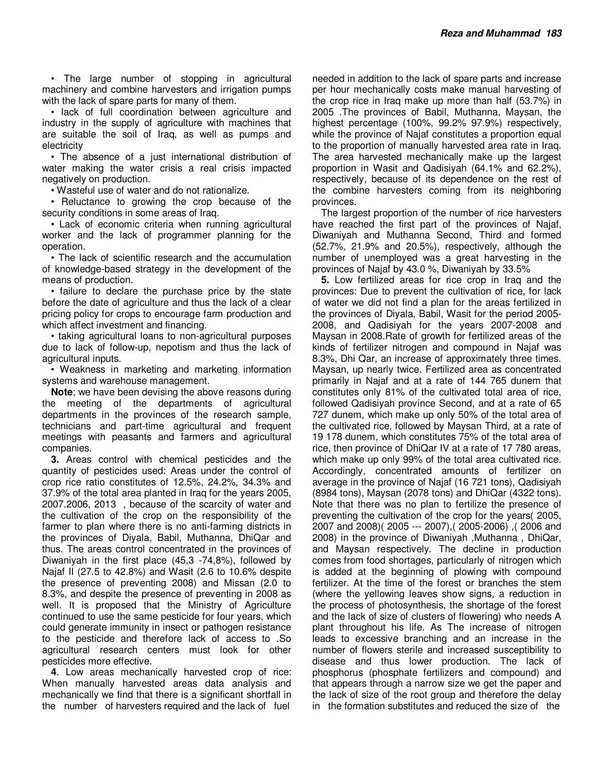- The large number of stopping in agricultural machinery and combine harvesters and irrigation pumps with the lack of spare parts for many of them.
- lack of full coordination between agriculture and industry in the supply of agriculture with machines that are suitable the soil of Iraq, as well as pumps and electricity
- The absence of a just international distribution of water making the water crisis a real crisis impacted negatively on production.
- Wasteful use of water and do not rationalize.
- Reluctance to growing the crop because of the security conditions in some areas of Iraq.
- Lack of economic criteria when running agricultural worker and the lack of programmer planning for the operation.
- The lack of scientific research and the accumulation of knowledge-based strategy in the development of the means of production.
- failure to declare the purchase price by the state before the date of agriculture and thus the lack of a clear pricing policy for crops to encourage farm production and which affect investment and financing.
- taking agricultural loans to non-agricultural purposes due to lack of follow-up, nepotism and thus the lack of agricultural inputs.
- Weakness in marketing and marketing information systems and warehouse management.

**Note**; we have been devising the above reasons during the meeting of the departments of agricultural departments in the provinces of the research sample, technicians and part-time agricultural and frequent meetings with peasants and farmers and agricultural companies.

**3.** Areas control with chemical pesticides and the quantity of pesticides used: Areas under the control of crop rice ratio constitutes of 12.5%, 24.2%, 34.3% and 37.9% of the total area planted in Iraq for the years 2005, 2007.2006, 2013 , because of the scarcity of water and the cultivation of the crop on the responsibility of the farmer to plan where there is no anti-farming districts in the provinces of Diyala, Babil, Muthanna, DhiQar and thus. The areas control concentrated in the provinces of Diwaniyah in the first place (45,3 -74,8%), followed by Najaf II (27.5 to 42.8%) and Wasit (2.6 to 10.6% despite the presence of preventing 2008) and Missan (2.0 to 8.3%, and despite the presence of preventing in 2008 as well. It is proposed that the Ministry of Agriculture continued to use the same pesticide for four years, which could generate immunity in insect or pathogen resistance to the pesticide and therefore lack of access to .So agricultural research centers must look for other pesticides more effective.

**4**. Low areas mechanically harvested crop of rice: When manually harvested areas data analysis and mechanically we find that there is a significant shortfall in the number of harvesters required and the lack of fuel needed in addition to the lack of spare parts and increase per hour mechanically costs make manual harvesting of the crop rice in Iraq make up more than half (53.7%) in 2005 .The provinces of Babil, Muthanna, Maysan, the highest percentage (100%, 99.2% 97.9%) respectively, while the province of Najaf constitutes a proportion equal to the proportion of manually harvested area rate in Iraq. The area harvested mechanically make up the largest proportion in Wasit and Qadisiyah (64.1% and 62.2%), respectively, because of its dependence on the rest of the combine harvesters coming from its neighboring provinces.

The largest proportion of the number of rice harvesters have reached the first part of the provinces of Najaf, Diwaniyah and Muthanna Second, Third and formed (52.7%, 21.9% and 20.5%), respectively, although the number of unemployed was a great harvesting in the provinces of Najaf by 43.0 %, Diwaniyah by 33.5%

**5.** Low fertilized areas for rice crop in Iraq and the provinces: Due to prevent the cultivation of rice, for lack of water we did not find a plan for the areas fertilized in the provinces of Diyala, Babil, Wasit for the period 2005-2008, and Qadisiyah for the years 2007-2008 and Maysan in 2008.Rate of growth for fertilized areas of the kinds of fertilizer nitrogen and compound in Najaf was 8.3%, Dhi Qar, an increase of approximately three times. Maysan, up nearly twice. Fertilized area as concentrated primarily in Najaf and at a rate of 144 765 dunem that constitutes only 81% of the cultivated total area of rice, followed Qadisiyah province Second, and at a rate of 65 727 dunem, which make up only 50% of the total area of the cultivated rice, followed by Maysan Third, at a rate of 19 178 dunem, which constitutes 75% of the total area of rice, then province of DhiQar IV at a rate of 17 780 areas, which make up only 99% of the total area cultivated rice. Accordingly, concentrated amounts of fertilizer on average in the province of Najaf (16 721 tons), Qadisiyah (8984 tons), Maysan (2078 tons) and DhiQar (4322 tons). Note that there was no plan to fertilize the presence of preventing the cultivation of the crop for the years( 2005, 2007 and 2008)( 2005 --- 2007),( 2005-2006) ,( 2006 and 2008) in the province of Diwaniyah ,Muthanna , DhiQar, and Maysan respectively. The decline in production comes from food shortages, particularly of nitrogen which is added at the beginning of plowing with compound fertilizer. At the time of the forest or branches the stem (where the yellowing leaves show signs, a reduction in the process of photosynthesis, the shortage of the forest and the lack of size of clusters of flowering) who needs A plant throughout his life. As The increase of nitrogen leads to excessive branching and an increase in the number of flowers sterile and increased susceptibility to disease and thus lower production. The lack of phosphorus (phosphate fertilizers and compound) and that appears through a narrow size we get the paper and the lack of size of the root group and therefore the delay in the formation substitutes and reduced the size of the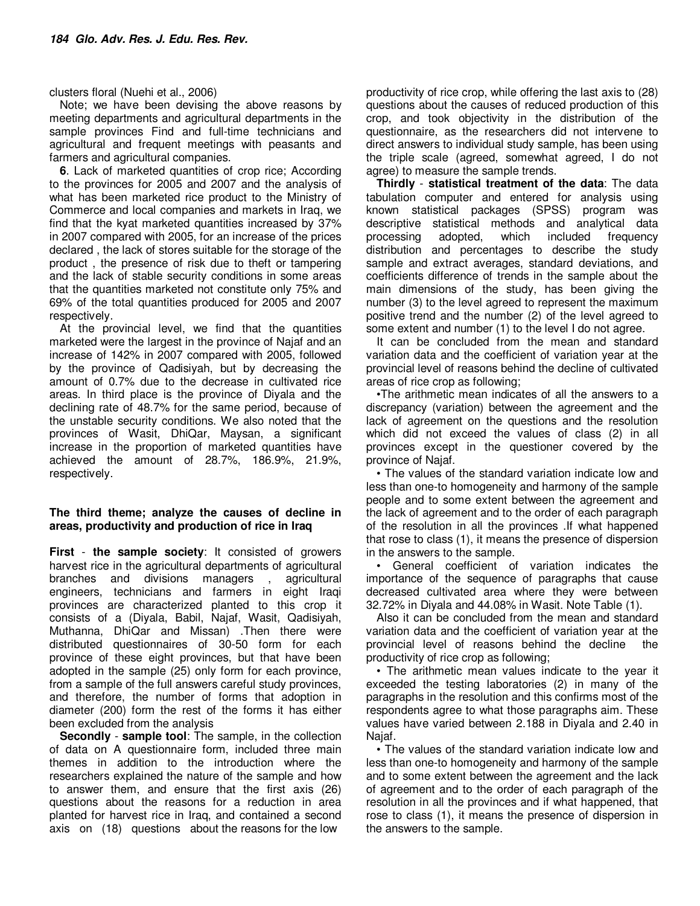clusters floral (Nuehi et al., 2006)

Note; we have been devising the above reasons by meeting departments and agricultural departments in the sample provinces Find and full-time technicians and agricultural and frequent meetings with peasants and farmers and agricultural companies.

**6**. Lack of marketed quantities of crop rice; According to the provinces for 2005 and 2007 and the analysis of what has been marketed rice product to the Ministry of Commerce and local companies and markets in Iraq, we find that the kyat marketed quantities increased by 37% in 2007 compared with 2005, for an increase of the prices declared , the lack of stores suitable for the storage of the product , the presence of risk due to theft or tampering and the lack of stable security conditions in some areas that the quantities marketed not constitute only 75% and 69% of the total quantities produced for 2005 and 2007 respectively.

At the provincial level, we find that the quantities marketed were the largest in the province of Najaf and an increase of 142% in 2007 compared with 2005, followed by the province of Qadisiyah, but by decreasing the amount of 0.7% due to the decrease in cultivated rice areas. In third place is the province of Diyala and the declining rate of 48.7% for the same period, because of the unstable security conditions. We also noted that the provinces of Wasit, DhiQar, Maysan, a significant increase in the proportion of marketed quantities have achieved the amount of 28.7%, 186.9%, 21.9%, respectively.

**The third theme; analyze the causes of decline in areas, productivity and production of rice in Iraq**

**First** - **the sample society**: It consisted of growers harvest rice in the agricultural departments of agricultural branches and divisions managers , agricultural engineers, technicians and farmers in eight Iraqi provinces are characterized planted to this crop it consists of a (Diyala, Babil, Najaf, Wasit, Qadisiyah, Muthanna, DhiQar and Missan) .Then there were distributed questionnaires of 30-50 form for each province of these eight provinces, but that have been adopted in the sample (25) only form for each province, from a sample of the full answers careful study provinces, and therefore, the number of forms that adoption in diameter (200) form the rest of the forms it has either been excluded from the analysis

**Secondly** - **sample tool**: The sample, in the collection of data on A questionnaire form, included three main themes in addition to the introduction where the researchers explained the nature of the sample and how to answer them, and ensure that the first axis (26) questions about the reasons for a reduction in area planted for harvest rice in Iraq, and contained a second axis on (18) questions about the reasons for the low productivity of rice crop, while offering the last axis to (28) questions about the causes of reduced production of this crop, and took objectivity in the distribution of the questionnaire, as the researchers did not intervene to direct answers to individual study sample, has been using the triple scale (agreed, somewhat agreed, I do not agree) to measure the sample trends.

**Thirdly** - **statistical treatment of the data**: The data tabulation computer and entered for analysis using known statistical packages (SPSS) program was descriptive statistical methods and analytical data processing adopted, which included frequency distribution and percentages to describe the study sample and extract averages, standard deviations, and coefficients difference of trends in the sample about the main dimensions of the study, has been giving the number (3) to the level agreed to represent the maximum positive trend and the number (2) of the level agreed to some extent and number (1) to the level I do not agree.

It can be concluded from the mean and standard variation data and the coefficient of variation year at the provincial level of reasons behind the decline of cultivated areas of rice crop as following;

- The arithmetic mean indicates of all the answers to a discrepancy (variation) between the agreement and the lack of agreement on the questions and the resolution which did not exceed the values of class (2) in all provinces except in the questioner covered by the province of Najaf.
- The values of the standard variation indicate low and less than one-to homogeneity and harmony of the sample people and to some extent between the agreement and the lack of agreement and to the order of each paragraph of the resolution in all the provinces .If what happened that rose to class (1), it means the presence of dispersion in the answers to the sample.
- General coefficient of variation indicates the importance of the sequence of paragraphs that cause decreased cultivated area where they were between 32.72% in Diyala and 44.08% in Wasit. Note Table (1).

Also it can be concluded from the mean and standard variation data and the coefficient of variation year at the provincial level of reasons behind the decline the productivity of rice crop as following;

- The arithmetic mean values indicate to the year it exceeded the testing laboratories (2) in many of the paragraphs in the resolution and this confirms most of the respondents agree to what those paragraphs aim. These values have varied between 2.188 in Diyala and 2.40 in Najaf.
- The values of the standard variation indicate low and less than one-to homogeneity and harmony of the sample and to some extent between the agreement and the lack of agreement and to the order of each paragraph of the resolution in all the provinces and if what happened, that rose to class (1), it means the presence of dispersion in the answers to the sample.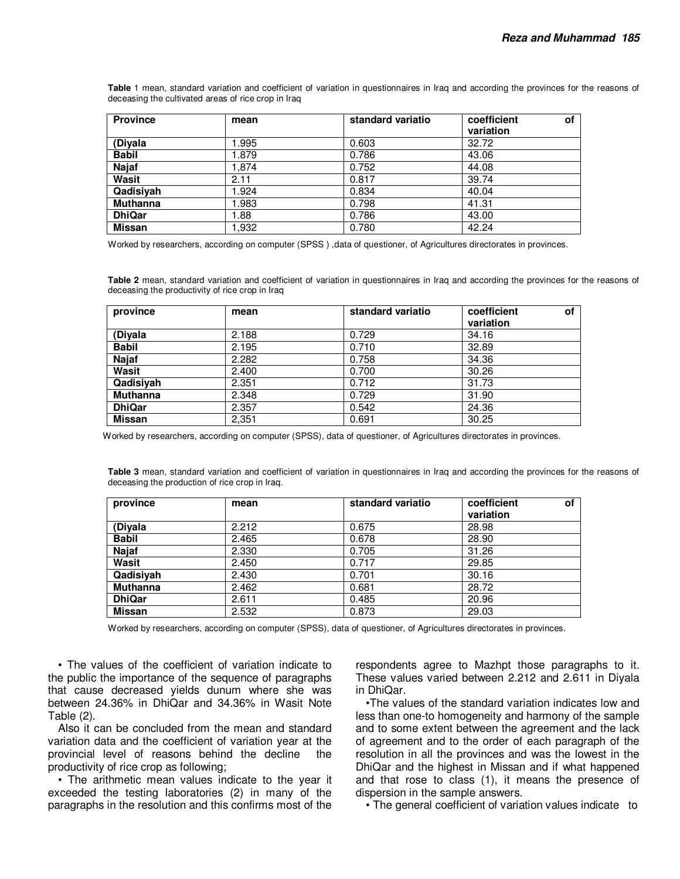**Table 1** mean, standard variation and coefficient of variation in questionnaires in Iraq and according the provinces for the reasons of deceasing the cultivated areas of rice crop in Iraq

| Province | mean | standard variatio | coefficient of variation |
|---|---|---|---|
| (Diyala | 1.995 | 0.603 | 32.72 |
| Babil | 1.879 | 0.786 | 43.06 |
| Najaf | 1,874 | 0.752 | 44.08 |
| Wasit | 2.11 | 0.817 | 39.74 |
| Qadisiyah | 1.924 | 0.834 | 40.04 |
| Muthanna | 1.983 | 0.798 | 41.31 |
| DhiQar | 1.88 | 0.786 | 43.00 |
| Missan | 1,932 | 0.780 | 42.24 |

Worked by researchers, according on computer (SPSS ) ,data of questioner, of Agricultures directorates in provinces.

**Table 2** mean, standard variation and coefficient of variation in questionnaires in Iraq and according the provinces for the reasons of deceasing the productivity of rice crop in Iraq

| province | mean | standard variatio | coefficient of variation |
|---|---|---|---|
| (Diyala | 2.188 | 0.729 | 34.16 |
| Babil | 2.195 | 0.710 | 32.89 |
| Najaf | 2.282 | 0.758 | 34.36 |
| Wasit | 2.400 | 0.700 | 30.26 |
| Qadisiyah | 2.351 | 0.712 | 31.73 |
| Muthanna | 2.348 | 0.729 | 31.90 |
| DhiQar | 2.357 | 0.542 | 24.36 |
| Missan | 2,351 | 0.691 | 30.25 |

Worked by researchers, according on computer (SPSS), data of questioner, of Agricultures directorates in provinces.

**Table 3** mean, standard variation and coefficient of variation in questionnaires in Iraq and according the provinces for the reasons of deceasing the production of rice crop in Iraq.

| province | mean | standard variatio | coefficient of variation |
|---|---|---|---|
| (Diyala | 2.212 | 0.675 | 28.98 |
| Babil | 2.465 | 0.678 | 28.90 |
| Najaf | 2.330 | 0.705 | 31.26 |
| Wasit | 2.450 | 0.717 | 29.85 |
| Qadisiyah | 2.430 | 0.701 | 30.16 |
| Muthanna | 2.462 | 0.681 | 28.72 |
| DhiQar | 2.611 | 0.485 | 20.96 |
| Missan | 2.532 | 0.873 | 29.03 |

Worked by researchers, according on computer (SPSS), data of questioner, of Agricultures directorates in provinces.

• The values of the coefficient of variation indicate to the public the importance of the sequence of paragraphs that cause decreased yields dunum where she was between 24.36% in DhiQar and 34.36% in Wasit Note Table (2).

Also it can be concluded from the mean and standard variation data and the coefficient of variation year at the provincial level of reasons behind the decline the productivity of rice crop as following;

• The arithmetic mean values indicate to the year it exceeded the testing laboratories (2) in many of the paragraphs in the resolution and this confirms most of the respondents agree to Mazhpt those paragraphs to it. These values varied between 2.212 and 2.611 in Diyala in DhiQar.

•The values of the standard variation indicates low and less than one-to homogeneity and harmony of the sample and to some extent between the agreement and the lack of agreement and to the order of each paragraph of the resolution in all the provinces and was the lowest in the DhiQar and the highest in Missan and if what happened and that rose to class (1), it means the presence of dispersion in the sample answers.

• The general coefficient of variation values indicate to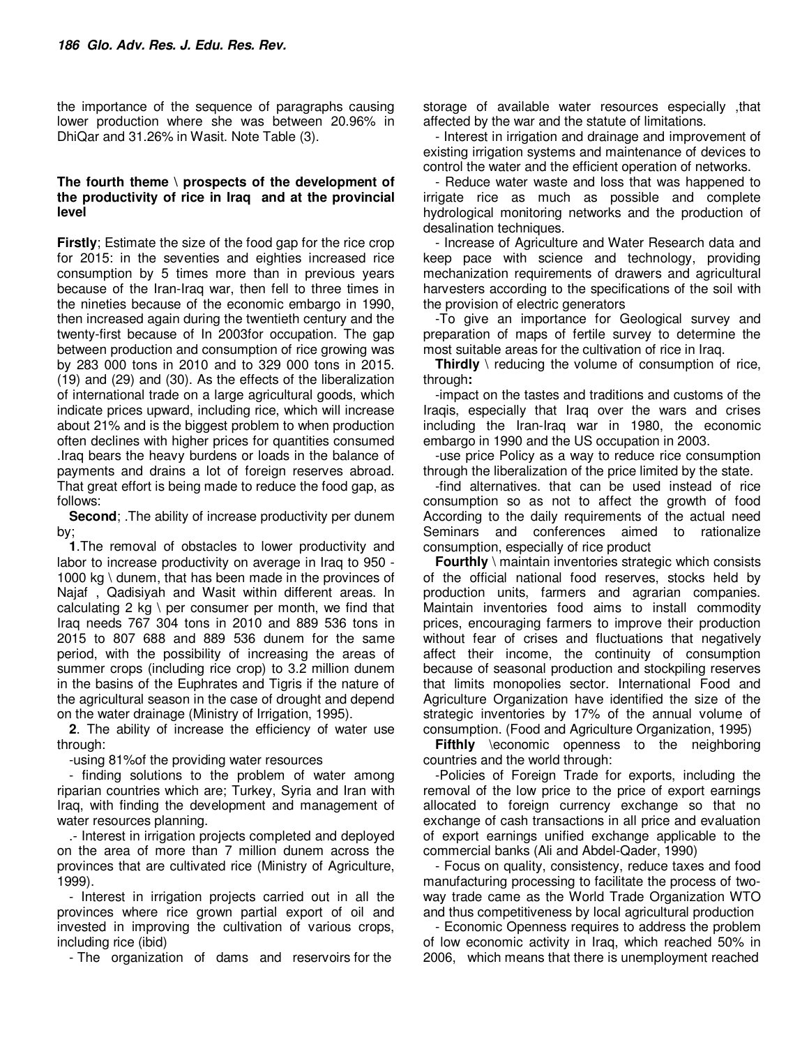the importance of the sequence of paragraphs causing lower production where she was between 20.96% in DhiQar and 31.26% in Wasit. Note Table (3).

### The fourth theme \ prospects of the development of the productivity of rice in Iraq and at the provincial level

**Firstly**; Estimate the size of the food gap for the rice crop for 2015: in the seventies and eighties increased rice consumption by 5 times more than in previous years because of the Iran-Iraq war, then fell to three times in the nineties because of the economic embargo in 1990, then increased again during the twentieth century and the twenty-first because of In 2003for occupation. The gap between production and consumption of rice growing was by 283 000 tons in 2010 and to 329 000 tons in 2015. (19) and (29) and (30). As the effects of the liberalization of international trade on a large agricultural goods, which indicate prices upward, including rice, which will increase about 21% and is the biggest problem to when production often declines with higher prices for quantities consumed .Iraq bears the heavy burdens or loads in the balance of payments and drains a lot of foreign reserves abroad. That great effort is being made to reduce the food gap, as follows:

**Second**; .The ability of increase productivity per dunem by;

**1**.The removal of obstacles to lower productivity and labor to increase productivity on average in Iraq to 950 - 1000 kg \ dunem, that has been made in the provinces of Najaf , Qadisiyah and Wasit within different areas. In calculating 2 kg \ per consumer per month, we find that Iraq needs 767 304 tons in 2010 and 889 536 tons in 2015 to 807 688 and 889 536 dunem for the same period, with the possibility of increasing the areas of summer crops (including rice crop) to 3.2 million dunem in the basins of the Euphrates and Tigris if the nature of the agricultural season in the case of drought and depend on the water drainage (Ministry of Irrigation, 1995).

**2**. The ability of increase the efficiency of water use through:

-using 81%of the providing water resources

- finding solutions to the problem of water among riparian countries which are; Turkey, Syria and Iran with Iraq, with finding the development and management of water resources planning.

.- Interest in irrigation projects completed and deployed on the area of more than 7 million dunem across the provinces that are cultivated rice (Ministry of Agriculture, 1999).

- Interest in irrigation projects carried out in all the provinces where rice grown partial export of oil and invested in improving the cultivation of various crops, including rice (ibid)

- The organization of dams and reservoirs for the storage of available water resources especially ,that affected by the war and the statute of limitations.

- Interest in irrigation and drainage and improvement of existing irrigation systems and maintenance of devices to control the water and the efficient operation of networks.

- Reduce water waste and loss that was happened to irrigate rice as much as possible and complete hydrological monitoring networks and the production of desalination techniques.

- Increase of Agriculture and Water Research data and keep pace with science and technology, providing mechanization requirements of drawers and agricultural harvesters according to the specifications of the soil with the provision of electric generators

-To give an importance for Geological survey and preparation of maps of fertile survey to determine the most suitable areas for the cultivation of rice in Iraq.

**Thirdly** \ reducing the volume of consumption of rice, through**:**

-impact on the tastes and traditions and customs of the Iraqis, especially that Iraq over the wars and crises including the Iran-Iraq war in 1980, the economic embargo in 1990 and the US occupation in 2003.

-use price Policy as a way to reduce rice consumption through the liberalization of the price limited by the state.

-find alternatives. that can be used instead of rice consumption so as not to affect the growth of food According to the daily requirements of the actual need Seminars and conferences aimed to rationalize consumption, especially of rice product

**Fourthly** \ maintain inventories strategic which consists of the official national food reserves, stocks held by production units, farmers and agrarian companies. Maintain inventories food aims to install commodity prices, encouraging farmers to improve their production without fear of crises and fluctuations that negatively affect their income, the continuity of consumption because of seasonal production and stockpiling reserves that limits monopolies sector. International Food and Agriculture Organization have identified the size of the strategic inventories by 17% of the annual volume of consumption. (Food and Agriculture Organization, 1995)

**Fifthly** \economic openness to the neighboring countries and the world through:

-Policies of Foreign Trade for exports, including the removal of the low price to the price of export earnings allocated to foreign currency exchange so that no exchange of cash transactions in all price and evaluation of export earnings unified exchange applicable to the commercial banks (Ali and Abdel-Qader, 1990)

- Focus on quality, consistency, reduce taxes and food manufacturing processing to facilitate the process of two-way trade came as the World Trade Organization WTO and thus competitiveness by local agricultural production

- Economic Openness requires to address the problem of low economic activity in Iraq, which reached 50% in 2006, which means that there is unemployment reached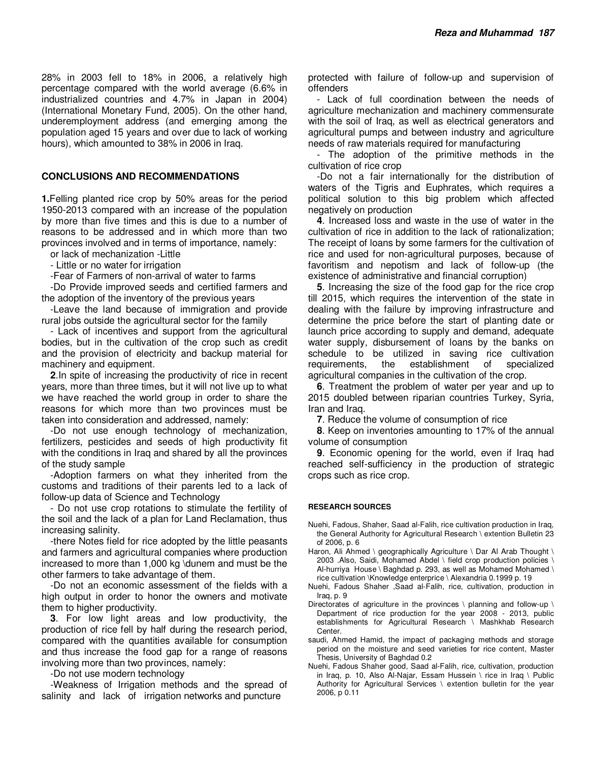28% in 2003 fell to 18% in 2006, a relatively high percentage compared with the world average (6.6% in industrialized countries and 4.7% in Japan in 2004) (International Monetary Fund, 2005). On the other hand, underemployment address (and emerging among the population aged 15 years and over due to lack of working hours), which amounted to 38% in 2006 in Iraq.

## CONCLUSIONS AND RECOMMENDATIONS

**1.**Felling planted rice crop by 50% areas for the period 1950-2013 compared with an increase of the population by more than five times and this is due to a number of reasons to be addressed and in which more than two provinces involved and in terms of importance, namely:

or lack of mechanization -Little

- Little or no water for irrigation

-Fear of Farmers of non-arrival of water to farms

-Do Provide improved seeds and certified farmers and the adoption of the inventory of the previous years

-Leave the land because of immigration and provide rural jobs outside the agricultural sector for the family

- Lack of incentives and support from the agricultural bodies, but in the cultivation of the crop such as credit and the provision of electricity and backup material for machinery and equipment.

**2**.In spite of increasing the productivity of rice in recent years, more than three times, but it will not live up to what we have reached the world group in order to share the reasons for which more than two provinces must be taken into consideration and addressed, namely:

-Do not use enough technology of mechanization, fertilizers, pesticides and seeds of high productivity fit with the conditions in Iraq and shared by all the provinces of the study sample

-Adoption farmers on what they inherited from the customs and traditions of their parents led to a lack of follow-up data of Science and Technology

- Do not use crop rotations to stimulate the fertility of the soil and the lack of a plan for Land Reclamation, thus increasing salinity.

-there Notes field for rice adopted by the little peasants and farmers and agricultural companies where production increased to more than 1,000 kg \dunem and must be the other farmers to take advantage of them.

-Do not an economic assessment of the fields with a high output in order to honor the owners and motivate them to higher productivity.

**3**. For low light areas and low productivity, the production of rice fell by half during the research period, compared with the quantities available for consumption and thus increase the food gap for a range of reasons involving more than two provinces, namely:

-Do not use modern technology

-Weakness of Irrigation methods and the spread of salinity and lack of irrigation networks and puncture protected with failure of follow-up and supervision of offenders

- Lack of full coordination between the needs of agriculture mechanization and machinery commensurate with the soil of Iraq, as well as electrical generators and agricultural pumps and between industry and agriculture needs of raw materials required for manufacturing

- The adoption of the primitive methods in the cultivation of rice crop

-Do not a fair internationally for the distribution of waters of the Tigris and Euphrates, which requires a political solution to this big problem which affected negatively on production

**4**. Increased loss and waste in the use of water in the cultivation of rice in addition to the lack of rationalization; The receipt of loans by some farmers for the cultivation of rice and used for non-agricultural purposes, because of favoritism and nepotism and lack of follow-up (the existence of administrative and financial corruption)

**5**. Increasing the size of the food gap for the rice crop till 2015, which requires the intervention of the state in dealing with the failure by improving infrastructure and determine the price before the start of planting date or launch price according to supply and demand, adequate water supply, disbursement of loans by the banks on schedule to be utilized in saving rice cultivation requirements, the establishment of specialized agricultural companies in the cultivation of the crop.

**6**. Treatment the problem of water per year and up to 2015 doubled between riparian countries Turkey, Syria, Iran and Iraq.

**7**. Reduce the volume of consumption of rice

**8**. Keep on inventories amounting to 17% of the annual volume of consumption

**9**. Economic opening for the world, even if Iraq had reached self-sufficiency in the production of strategic crops such as rice crop.

### RESEARCH SOURCES

Nuehi, Fadous, Shaher, Saad al-Falih, rice cultivation production in Iraq, the General Authority for Agricultural Research \ extention Bulletin 23 of 2006, p. 6

Haron, Ali Ahmed \ geographically Agriculture \ Dar Al Arab Thought \ 2003 .Also, Saidi, Mohamed Abdel \ field crop production policies \ Al-hurriya House \ Baghdad p. 293, as well as Mohamed Mohamed \ rice cultivation \Knowledge enterprice \ Alexandria 0.1999 p. 19

Nuehi, Fadous Shaher ,Saad al-Falih, rice, cultivation, production in Iraq, p. 9

Directorates of agriculture in the provinces \ planning and follow-up \ Department of rice production for the year 2008 - 2013, public establishments for Agricultural Research \ Mashkhab Research Center.

saudi, Ahmed Hamid, the impact of packaging methods and storage period on the moisture and seed varieties for rice content, Master Thesis, University of Baghdad 0.2

Nuehi, Fadous Shaher good, Saad al-Falih, rice, cultivation, production in Iraq, p. 10, Also Al-Najar, Essam Hussein \ rice in Iraq \ Public Authority for Agricultural Services \ extention bulletin for the year 2006, p 0.11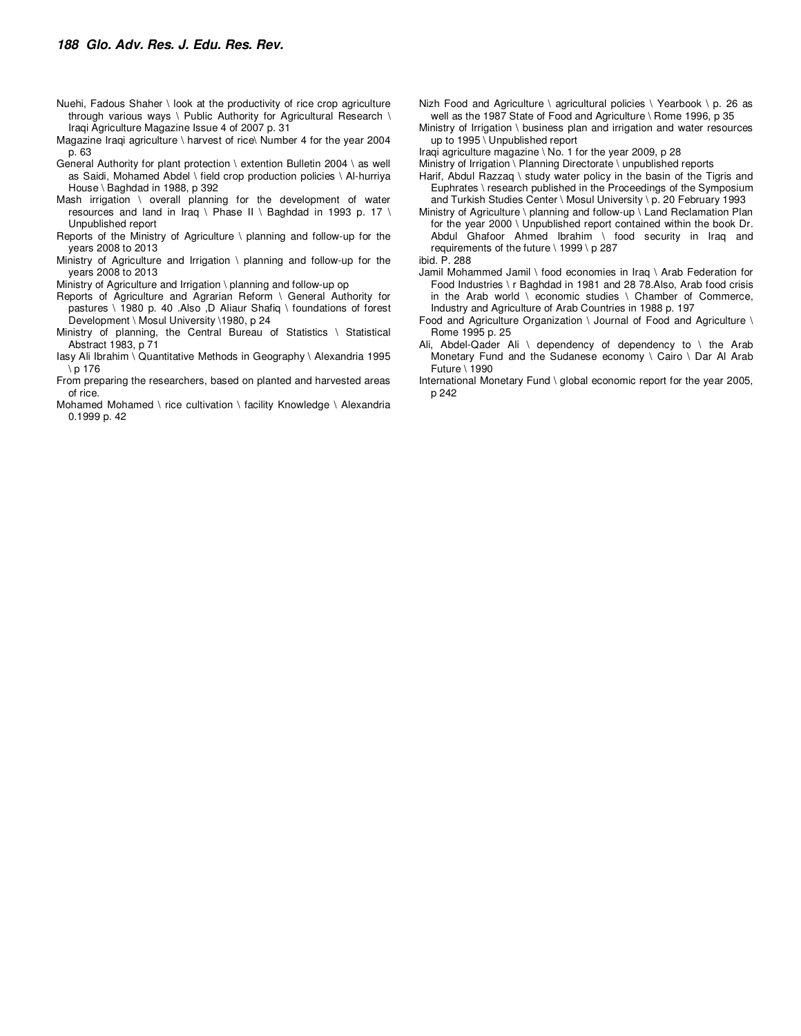Nuehi, Fadous Shaher \ look at the productivity of rice crop agriculture through various ways \ Public Authority for Agricultural Research \ Iraqi Agriculture Magazine Issue 4 of 2007 p. 31

Magazine Iraqi agriculture \ harvest of rice\ Number 4 for the year 2004 p. 63

General Authority for plant protection \ extention Bulletin 2004 \ as well as Saidi, Mohamed Abdel \ field crop production policies \ Al-hurriya House \ Baghdad in 1988, p 392

Mash irrigation \ overall planning for the development of water resources and land in Iraq \ Phase II \ Baghdad in 1993 p. 17 \ Unpublished report

Reports of the Ministry of Agriculture \ planning and follow-up for the years 2008 to 2013

Ministry of Agriculture and Irrigation \ planning and follow-up for the years 2008 to 2013

Ministry of Agriculture and Irrigation \ planning and follow-up op

Reports of Agriculture and Agrarian Reform \ General Authority for pastures \ 1980 p. 40 .Also ,D Aliaur Shafiq \ foundations of forest Development \ Mosul University \1980, p 24

Ministry of planning, the Central Bureau of Statistics \ Statistical Abstract 1983, p 71

Iasy Ali Ibrahim \ Quantitative Methods in Geography \ Alexandria 1995 \ p 176

From preparing the researchers, based on planted and harvested areas of rice.

Mohamed Mohamed \ rice cultivation \ facility Knowledge \ Alexandria 0.1999 p. 42

Nizh Food and Agriculture \ agricultural policies \ Yearbook \ p. 26 as well as the 1987 State of Food and Agriculture \ Rome 1996, p 35

Ministry of Irrigation \ business plan and irrigation and water resources up to 1995 \ Unpublished report

Iraqi agriculture magazine \ No. 1 for the year 2009, p 28

Ministry of Irrigation \ Planning Directorate \ unpublished reports

Harif, Abdul Razzaq \ study water policy in the basin of the Tigris and Euphrates \ research published in the Proceedings of the Symposium and Turkish Studies Center \ Mosul University \ p. 20 February 1993

Ministry of Agriculture \ planning and follow-up \ Land Reclamation Plan for the year 2000 \ Unpublished report contained within the book Dr. Abdul Ghafoor Ahmed Ibrahim \ food security in Iraq and requirements of the future \ 1999 \ p 287

ibid. P. 288

Jamil Mohammed Jamil \ food economies in Iraq \ Arab Federation for Food Industries \ r Baghdad in 1981 and 28 78.Also, Arab food crisis in the Arab world \ economic studies \ Chamber of Commerce, Industry and Agriculture of Arab Countries in 1988 p. 197

Food and Agriculture Organization \ Journal of Food and Agriculture \ Rome 1995 p. 25

Ali, Abdel-Qader Ali \ dependency of dependency to \ the Arab Monetary Fund and the Sudanese economy \ Cairo \ Dar Al Arab Future \ 1990

International Monetary Fund \ global economic report for the year 2005, p 242